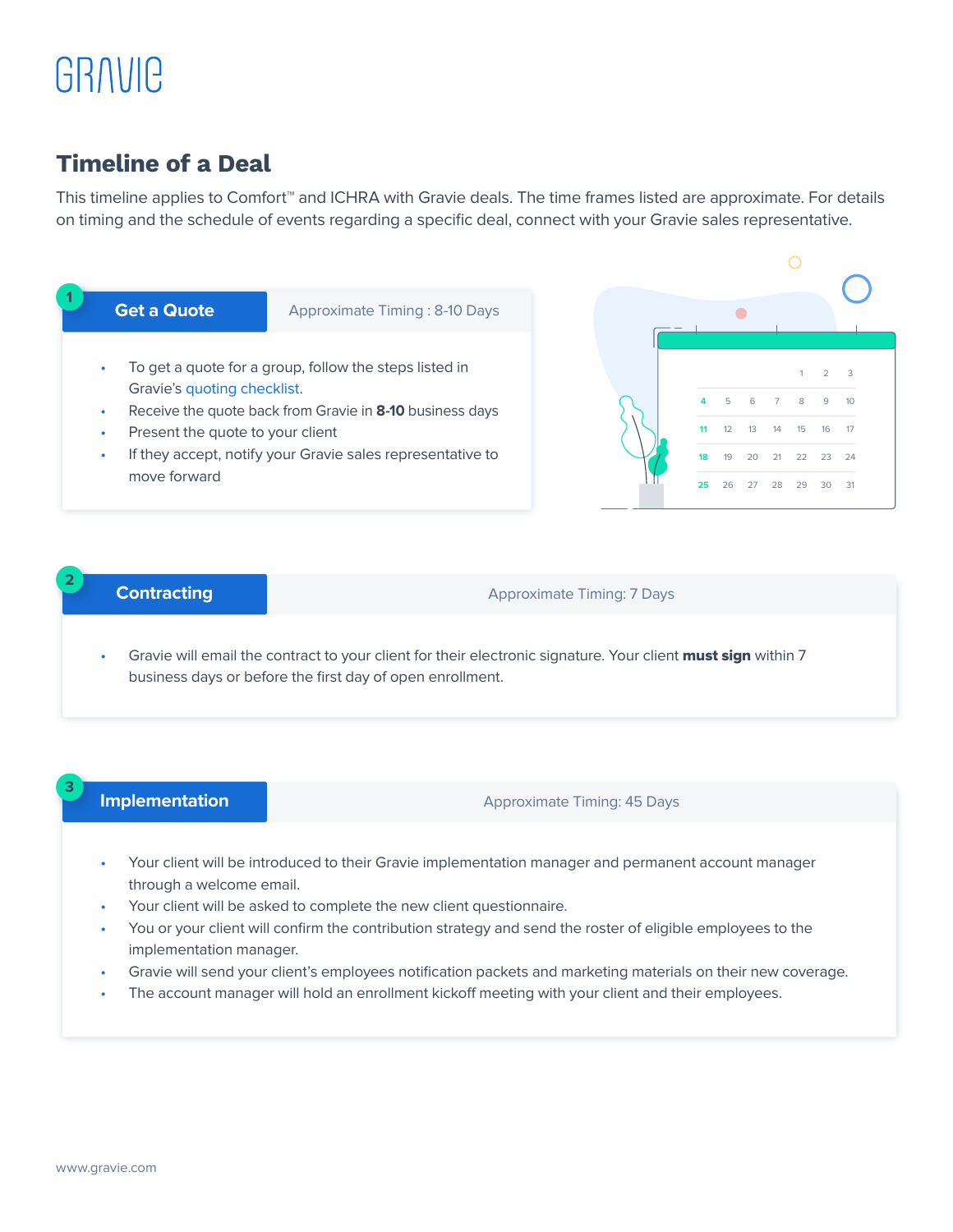GRAVIE

# Timeline of a Deal

This timeline applies to Comfort™ and ICHRA with Gravie deals. The time frames listed are approximate. For details on timing and the schedule of events regarding a specific deal, connect with your Gravie sales representative.

## 1 Get a Quote

Approximate Timing : 8-10 Days

- To get a quote for a group, follow the steps listed in Gravie's quoting checklist.
- Receive the quote back from Gravie in **8-10** business days
- Present the quote to your client
- If they accept, notify your Gravie sales representative to move forward

## 2 Contracting

Approximate Timing: 7 Days

- Gravie will email the contract to your client for their electronic signature. Your client **must sign** within 7 business days or before the first day of open enrollment.

## 3 Implementation

Approximate Timing: 45 Days

- Your client will be introduced to their Gravie implementation manager and permanent account manager through a welcome email.
- Your client will be asked to complete the new client questionnaire.
- You or your client will confirm the contribution strategy and send the roster of eligible employees to the implementation manager.
- Gravie will send your client's employees notification packets and marketing materials on their new coverage.
- The account manager will hold an enrollment kickoff meeting with your client and their employees.

www.gravie.com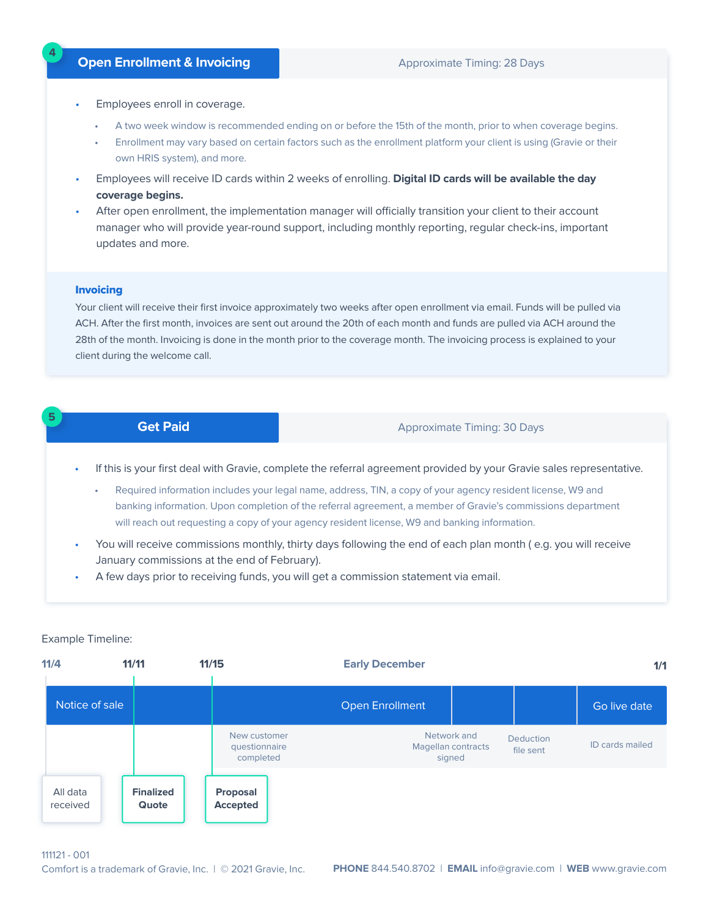## 4 Open Enrollment & Invoicing

Approximate Timing: 28 Days

- Employees enroll in coverage.
  - A two week window is recommended ending on or before the 15th of the month, prior to when coverage begins.
  - Enrollment may vary based on certain factors such as the enrollment platform your client is using (Gravie or their own HRIS system), and more.
- Employees will receive ID cards within 2 weeks of enrolling. **Digital ID cards will be available the day coverage begins.**
- After open enrollment, the implementation manager will officially transition your client to their account manager who will provide year-round support, including monthly reporting, regular check-ins, important updates and more.

### Invoicing

Your client will receive their first invoice approximately two weeks after open enrollment via email. Funds will be pulled via ACH. After the first month, invoices are sent out around the 20th of each month and funds are pulled via ACH around the 28th of the month. Invoicing is done in the month prior to the coverage month. The invoicing process is explained to your client during the welcome call.

## 5 Get Paid

Approximate Timing: 30 Days

- If this is your first deal with Gravie, complete the referral agreement provided by your Gravie sales representative.
  - Required information includes your legal name, address, TIN, a copy of your agency resident license, W9 and banking information. Upon completion of the referral agreement, a member of Gravie's commissions department will reach out requesting a copy of your agency resident license, W9 and banking information.
- You will receive commissions monthly, thirty days following the end of each plan month ( e.g. you will receive January commissions at the end of February).
- A few days prior to receiving funds, you will get a commission statement via email.

Example Timeline:

11/4
11/11
11/15
Early December
1/1

Notice of sale
Open Enrollment
Go live date

New customer questionnaire completed
Network and Magellan contracts signed
Deduction file sent
ID cards mailed

All data received
**Finalized Quote**
**Proposal Accepted**

111121 - 001

Comfort is a trademark of Gravie, Inc. | © 2021 Gravie, Inc.

**PHONE** 844.540.8702 | **EMAIL** info@gravie.com | **WEB** www.gravie.com